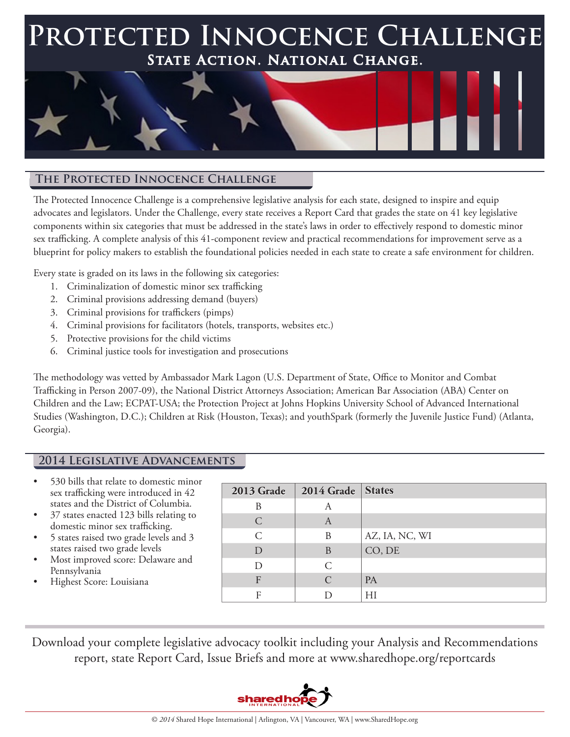# Protected Innocence Challenge

## State Action. National Change.

## The Protected Innocence Challenge

The Protected Innocence Challenge is a comprehensive legislative analysis for each state, designed to inspire and equip advocates and legislators. Under the Challenge, every state receives a Report Card that grades the state on 41 key legislative components within six categories that must be addressed in the state's laws in order to effectively respond to domestic minor sex trafficking. A complete analysis of this 41-component review and practical recommendations for improvement serve as a blueprint for policy makers to establish the foundational policies needed in each state to create a safe environment for children.

Every state is graded on its laws in the following six categories:

1. Criminalization of domestic minor sex trafficking
2. Criminal provisions addressing demand (buyers)
3. Criminal provisions for traffickers (pimps)
4. Criminal provisions for facilitators (hotels, transports, websites etc.)
5. Protective provisions for the child victims
6. Criminal justice tools for investigation and prosecutions

The methodology was vetted by Ambassador Mark Lagon (U.S. Department of State, Office to Monitor and Combat Trafficking in Person 2007-09), the National District Attorneys Association; American Bar Association (ABA) Center on Children and the Law; ECPAT-USA; the Protection Project at Johns Hopkins University School of Advanced International Studies (Washington, D.C.); Children at Risk (Houston, Texas); and youthSpark (formerly the Juvenile Justice Fund) (Atlanta, Georgia).

## 2014 Legislative Advancements

- 530 bills that relate to domestic minor sex trafficking were introduced in 42 states and the District of Columbia.
- 37 states enacted 123 bills relating to domestic minor sex trafficking.
- 5 states raised two grade levels and 3 states raised two grade levels
- Most improved score: Delaware and Pennsylvania
- Highest Score: Louisiana

| 2013 Grade | 2014 Grade | States |
|---|---|---|
| B | A | |
| C | A | |
| C | B | AZ, IA, NC, WI |
| D | B | CO, DE |
| D | C | |
| F | C | PA |
| F | D | HI |

Download your complete legislative advocacy toolkit including your Analysis and Recommendations report, state Report Card, Issue Briefs and more at www.sharedhope.org/reportcards

shared hope INTERNATIONAL

© *2014* Shared Hope International | Arlington, VA | Vancouver, WA | www.SharedHope.org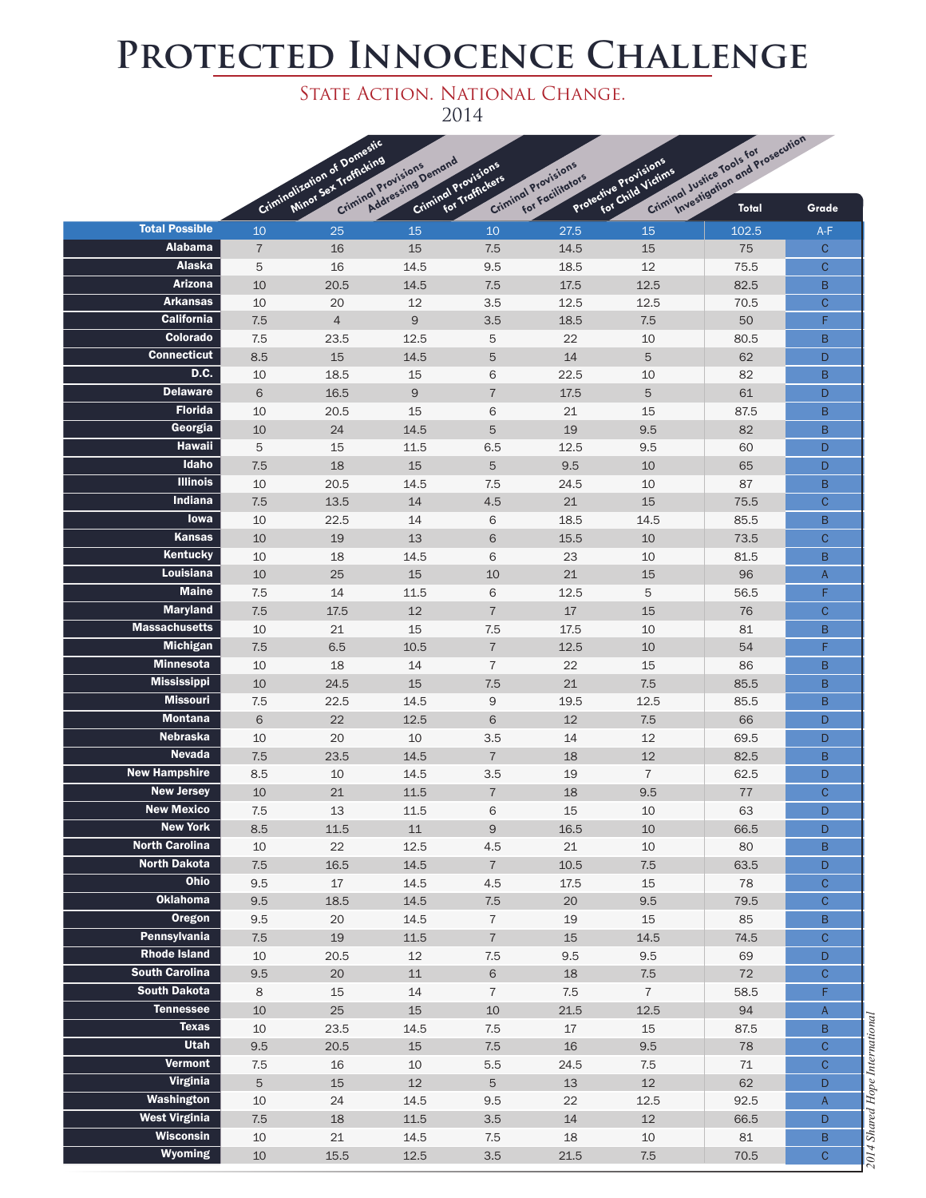# Protected Innocence Challenge

## State Action. National Change.

2014

| | Criminalization of Domestic Minor Sex Trafficking | Criminal Provisions Addressing Demand | Criminal Provisions for Traffickers | Criminal Provisions for Facilitators | Protective Provisions for Child Victims | Criminal Justice Tools for Investigation and Prosecution | Total | Grade |
|---|---|---|---|---|---|---|---|---|
| **Total Possible** | 10 | 25 | 15 | 10 | 27.5 | 15 | 102.5 | A-F |
| **Alabama** | 7 | 16 | 15 | 7.5 | 14.5 | 15 | 75 | C |
| **Alaska** | 5 | 16 | 14.5 | 9.5 | 18.5 | 12 | 75.5 | C |
| **Arizona** | 10 | 20.5 | 14.5 | 7.5 | 17.5 | 12.5 | 82.5 | B |
| **Arkansas** | 10 | 20 | 12 | 3.5 | 12.5 | 12.5 | 70.5 | C |
| **California** | 7.5 | 4 | 9 | 3.5 | 18.5 | 7.5 | 50 | F |
| **Colorado** | 7.5 | 23.5 | 12.5 | 5 | 22 | 10 | 80.5 | B |
| **Connecticut** | 8.5 | 15 | 14.5 | 5 | 14 | 5 | 62 | D |
| **D.C.** | 10 | 18.5 | 15 | 6 | 22.5 | 10 | 82 | B |
| **Delaware** | 6 | 16.5 | 9 | 7 | 17.5 | 5 | 61 | D |
| **Florida** | 10 | 20.5 | 15 | 6 | 21 | 15 | 87.5 | B |
| **Georgia** | 10 | 24 | 14.5 | 5 | 19 | 9.5 | 82 | B |
| **Hawaii** | 5 | 15 | 11.5 | 6.5 | 12.5 | 9.5 | 60 | D |
| **Idaho** | 7.5 | 18 | 15 | 5 | 9.5 | 10 | 65 | D |
| **Illinois** | 10 | 20.5 | 14.5 | 7.5 | 24.5 | 10 | 87 | B |
| **Indiana** | 7.5 | 13.5 | 14 | 4.5 | 21 | 15 | 75.5 | C |
| **Iowa** | 10 | 22.5 | 14 | 6 | 18.5 | 14.5 | 85.5 | B |
| **Kansas** | 10 | 19 | 13 | 6 | 15.5 | 10 | 73.5 | C |
| **Kentucky** | 10 | 18 | 14.5 | 6 | 23 | 10 | 81.5 | B |
| **Louisiana** | 10 | 25 | 15 | 10 | 21 | 15 | 96 | A |
| **Maine** | 7.5 | 14 | 11.5 | 6 | 12.5 | 5 | 56.5 | F |
| **Maryland** | 7.5 | 17.5 | 12 | 7 | 17 | 15 | 76 | C |
| **Massachusetts** | 10 | 21 | 15 | 7.5 | 17.5 | 10 | 81 | B |
| **Michigan** | 7.5 | 6.5 | 10.5 | 7 | 12.5 | 10 | 54 | F |
| **Minnesota** | 10 | 18 | 14 | 7 | 22 | 15 | 86 | B |
| **Mississippi** | 10 | 24.5 | 15 | 7.5 | 21 | 7.5 | 85.5 | B |
| **Missouri** | 7.5 | 22.5 | 14.5 | 9 | 19.5 | 12.5 | 85.5 | B |
| **Montana** | 6 | 22 | 12.5 | 6 | 12 | 7.5 | 66 | D |
| **Nebraska** | 10 | 20 | 10 | 3.5 | 14 | 12 | 69.5 | D |
| **Nevada** | 7.5 | 23.5 | 14.5 | 7 | 18 | 12 | 82.5 | B |
| **New Hampshire** | 8.5 | 10 | 14.5 | 3.5 | 19 | 7 | 62.5 | D |
| **New Jersey** | 10 | 21 | 11.5 | 7 | 18 | 9.5 | 77 | C |
| **New Mexico** | 7.5 | 13 | 11.5 | 6 | 15 | 10 | 63 | D |
| **New York** | 8.5 | 11.5 | 11 | 9 | 16.5 | 10 | 66.5 | D |
| **North Carolina** | 10 | 22 | 12.5 | 4.5 | 21 | 10 | 80 | B |
| **North Dakota** | 7.5 | 16.5 | 14.5 | 7 | 10.5 | 7.5 | 63.5 | D |
| **Ohio** | 9.5 | 17 | 14.5 | 4.5 | 17.5 | 15 | 78 | C |
| **Oklahoma** | 9.5 | 18.5 | 14.5 | 7.5 | 20 | 9.5 | 79.5 | C |
| **Oregon** | 9.5 | 20 | 14.5 | 7 | 19 | 15 | 85 | B |
| **Pennsylvania** | 7.5 | 19 | 11.5 | 7 | 15 | 14.5 | 74.5 | C |
| **Rhode Island** | 10 | 20.5 | 12 | 7.5 | 9.5 | 9.5 | 69 | D |
| **South Carolina** | 9.5 | 20 | 11 | 6 | 18 | 7.5 | 72 | C |
| **South Dakota** | 8 | 15 | 14 | 7 | 7.5 | 7 | 58.5 | F |
| **Tennessee** | 10 | 25 | 15 | 10 | 21.5 | 12.5 | 94 | A |
| **Texas** | 10 | 23.5 | 14.5 | 7.5 | 17 | 15 | 87.5 | B |
| **Utah** | 9.5 | 20.5 | 15 | 7.5 | 16 | 9.5 | 78 | C |
| **Vermont** | 7.5 | 16 | 10 | 5.5 | 24.5 | 7.5 | 71 | C |
| **Virginia** | 5 | 15 | 12 | 5 | 13 | 12 | 62 | D |
| **Washington** | 10 | 24 | 14.5 | 9.5 | 22 | 12.5 | 92.5 | A |
| **West Virginia** | 7.5 | 18 | 11.5 | 3.5 | 14 | 12 | 66.5 | D |
| **Wisconsin** | 10 | 21 | 14.5 | 7.5 | 18 | 10 | 81 | B |
| **Wyoming** | 10 | 15.5 | 12.5 | 3.5 | 21.5 | 7.5 | 70.5 | C |

*2014 Shared Hope International*